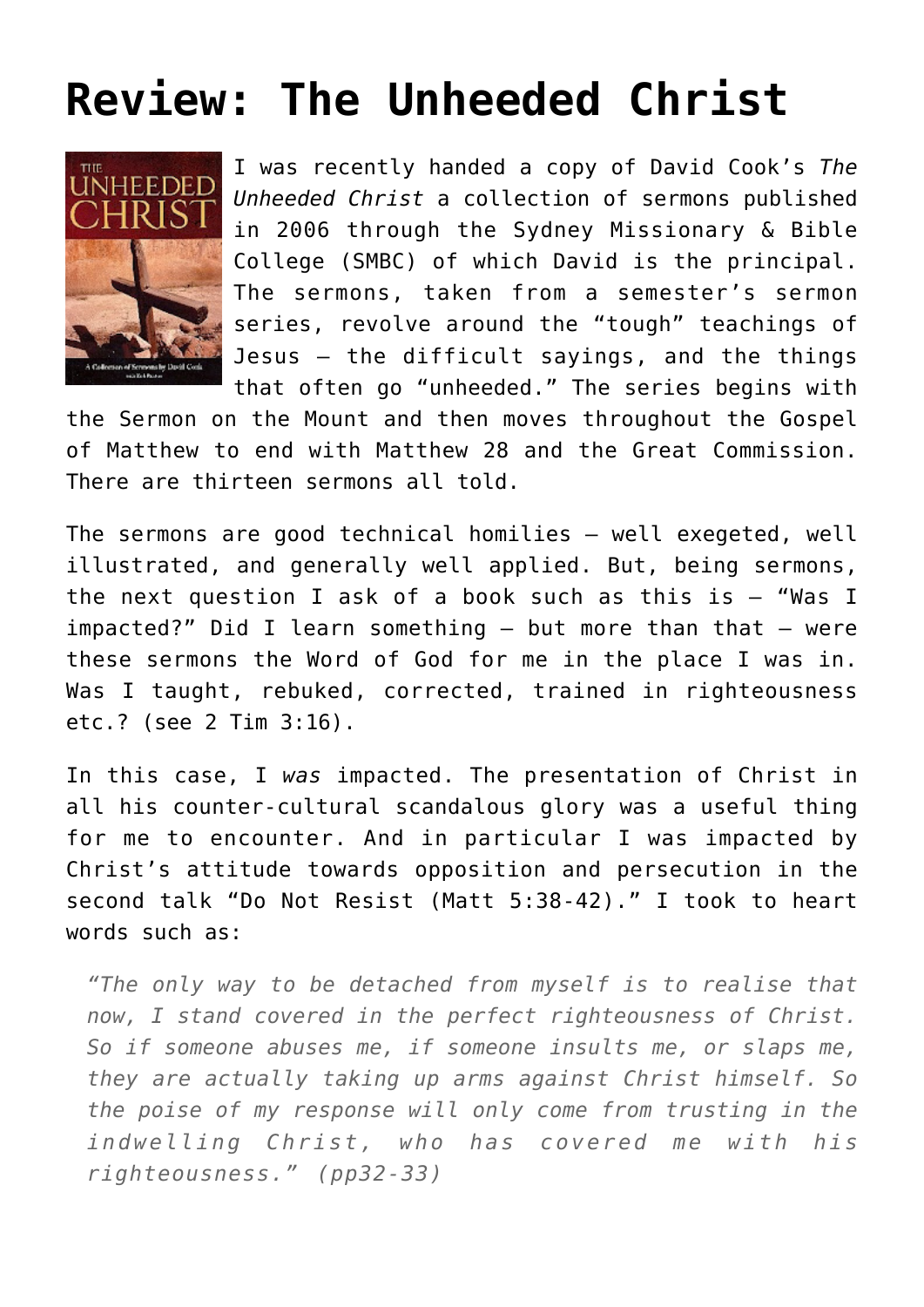# Review: The Unheeded Christ

I was recently handed a copy of David Cook's *The Unheeded Christ* a collection of sermons published in 2006 through the Sydney Missionary & Bible College (SMBC) of which David is the principal. The sermons, taken from a semester's sermon series, revolve around the "tough" teachings of Jesus – the difficult sayings, and the things that often go "unheeded." The series begins with the Sermon on the Mount and then moves throughout the Gospel of Matthew to end with Matthew 28 and the Great Commission. There are thirteen sermons all told.

The sermons are good technical homilies – well exegeted, well illustrated, and generally well applied. But, being sermons, the next question I ask of a book such as this is – "Was I impacted?" Did I learn something – but more than that – were these sermons the Word of God for me in the place I was in. Was I taught, rebuked, corrected, trained in righteousness etc.? (see 2 Tim 3:16).

In this case, I *was* impacted. The presentation of Christ in all his counter-cultural scandalous glory was a useful thing for me to encounter. And in particular I was impacted by Christ's attitude towards opposition and persecution in the second talk "Do Not Resist (Matt 5:38-42)." I took to heart words such as:

> *"The only way to be detached from myself is to realise that now, I stand covered in the perfect righteousness of Christ. So if someone abuses me, if someone insults me, or slaps me, they are actually taking up arms against Christ himself. So the poise of my response will only come from trusting in the indwelling Christ, who has covered me with his righteousness." (pp32-33)*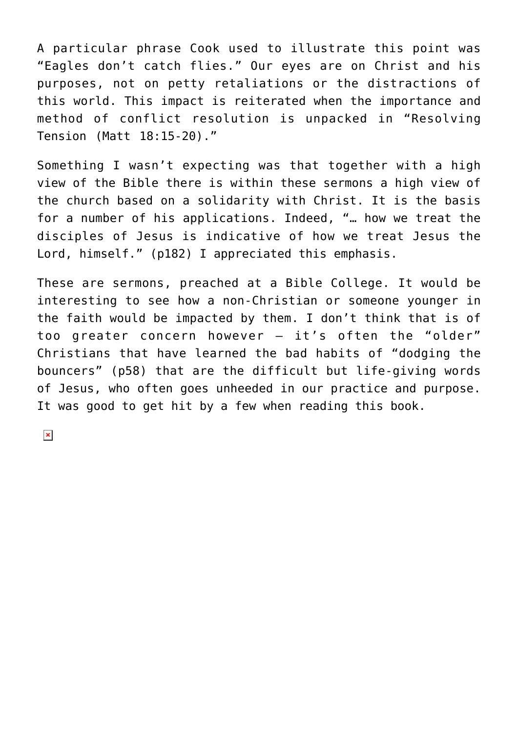A particular phrase Cook used to illustrate this point was "Eagles don't catch flies." Our eyes are on Christ and his purposes, not on petty retaliations or the distractions of this world. This impact is reiterated when the importance and method of conflict resolution is unpacked in "Resolving Tension (Matt 18:15-20)."

Something I wasn't expecting was that together with a high view of the Bible there is within these sermons a high view of the church based on a solidarity with Christ. It is the basis for a number of his applications. Indeed, "… how we treat the disciples of Jesus is indicative of how we treat Jesus the Lord, himself." (p182) I appreciated this emphasis.

These are sermons, preached at a Bible College. It would be interesting to see how a non-Christian or someone younger in the faith would be impacted by them. I don't think that is of too greater concern however – it's often the "older" Christians that have learned the bad habits of "dodging the bouncers" (p58) that are the difficult but life-giving words of Jesus, who often goes unheeded in our practice and purpose. It was good to get hit by a few when reading this book.